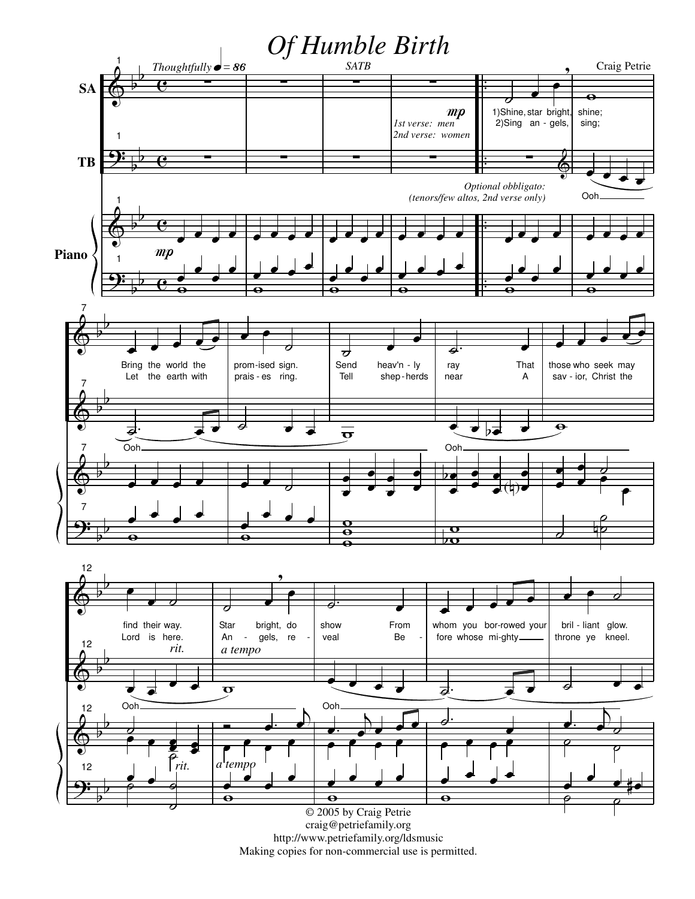# Of Humble Birth

SATB

Craig Petrie

*Thoughtfully* ♩ = 86

SA

TB

Piano

*mp*

*1st verse: men*
*2nd verse: women*

*Optional obbligato:*
*(tenors/few altos, 2nd verse only)*

1)Shine, star bright, shine;
2)Sing an - gels, sing;

Ooh

Bring the world the prom-ised sign. Send heav'n - ly ray That those who seek may
Let the earth with prais - es ring. Tell shep - herds near A sav - ior, Christ the

Ooh Ooh

find their way. Star bright, do show From whom you bor-rowed your bril - liant glow.
Lord is here. An - gels, re - veal Be - fore whose mi-ghty throne ye kneel.

*rit.* *a tempo*

Ooh Ooh

© 2005 by Craig Petrie
craig@petriefamily.org
http://www.petriefamily.org/ldsmusic
Making copies for non-commercial use is permitted.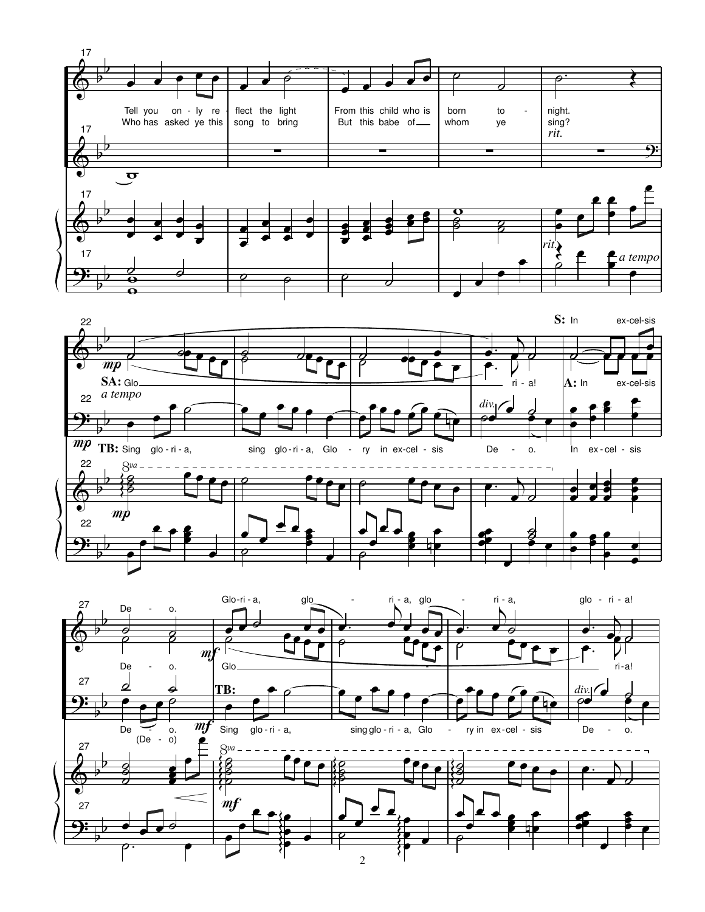Tell you only reflect the light
From this child who is born tonight.

Who has asked ye this song to bring
But this babe of whom ye sing?

*rit.*

*a tempo*

**SA:** Glo - ri - a!

**TB:** Sing glo - ri - a, sing glo - ri - a, Glo - ry in ex - cel - sis De - o.

**S:** In ex - cel - sis De - o.

**A:** In ex - cel - sis De - o.

In ex - cel - sis De - o. (De - o)

Glo - ri - a, glo - ri - a, glo - ri - a, glo - ri - a!

Glo - ri - a!

**TB:** Sing glo - ri - a, sing glo - ri - a, Glo - ry in ex - cel - sis De - o.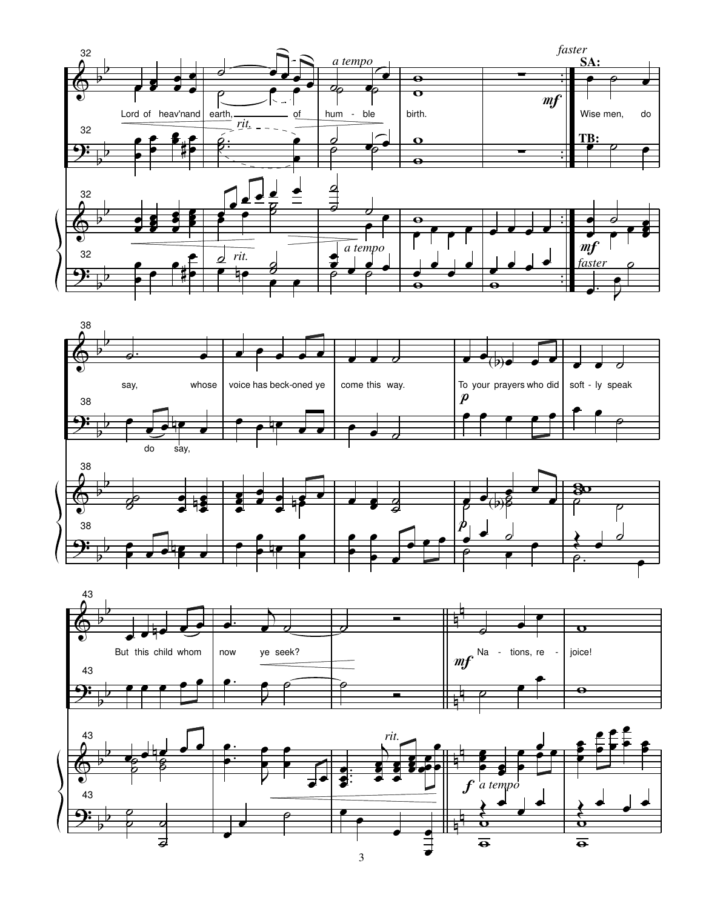32

*a tempo* *faster*

**SA:**

Lord of heav'nand earth, of hum - ble birth. Wise men, do

*rit.*

**TB:**

*mf*

*rit.* *a tempo* *faster*

38

say, whose voice has beck-oned ye come this way. To your prayers who did soft - ly speak

do say,

*p*

43

But this child whom now ye seek? Na - tions, re - joice!

*mf*

*rit.*

*f* *a tempo*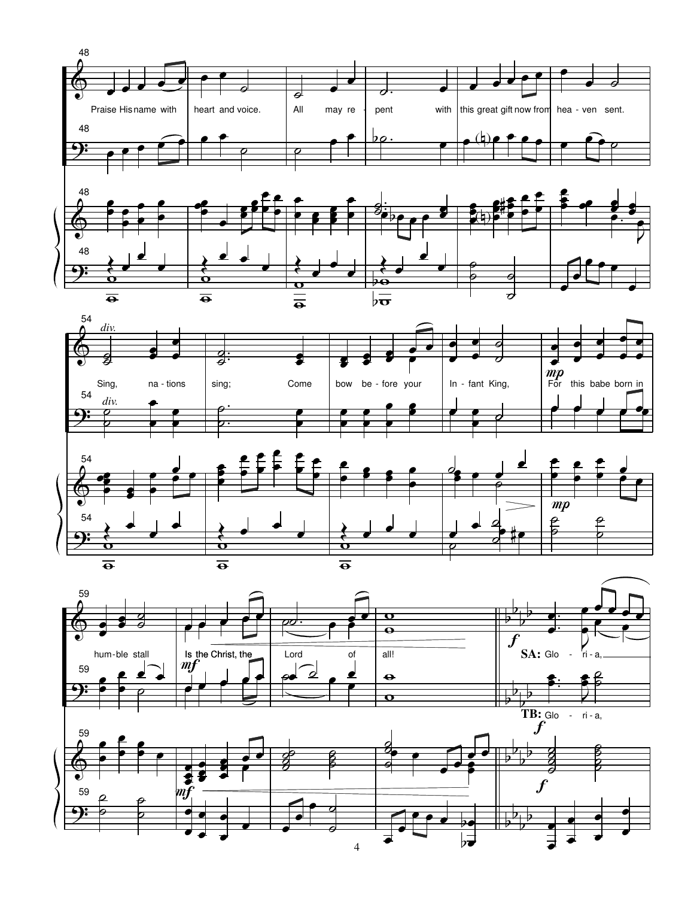Praise His name with heart and voice. All may repent with this great gift now from heaven sent.

*div.*

Sing, nations sing; Come bow before your Infant King,

*mp*

For this babe born in humble stall

*mf*

Is the Christ, the Lord of all!

*f*

**SA:** Gloria,

**TB:** Gloria,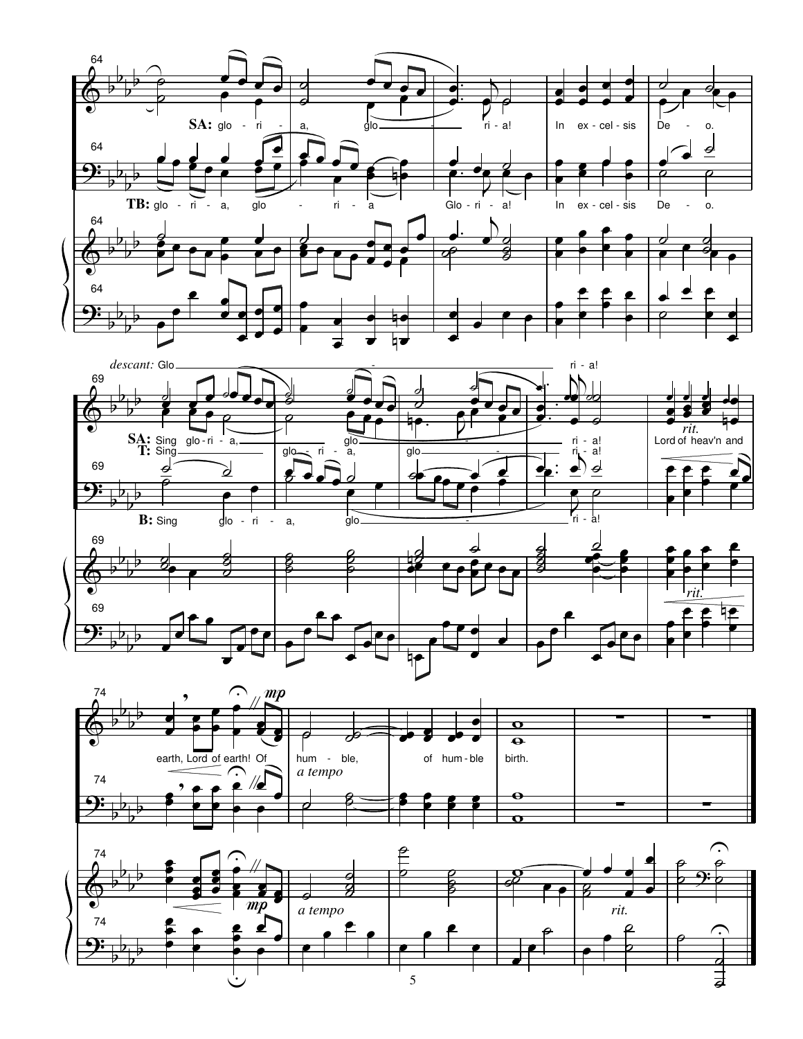64

SA: glo - ri - a, glo - ri - a! In ex - cel - sis De - o.

TB: glo - ri - a, glo - ri - a Glo - ri - a! In ex - cel - sis De - o.

*descant:* Glo - ri - a!

69

SA: Sing glo - ri - a, glo - ri - a! Lord of heav'n and

T: Sing glo - ri - a, glo - ri - a!

B: Sing glo - ri - a, glo - ri - a!

*rit.*

74

earth, Lord of earth! Of hum - ble, of hum - ble birth.

*mp*

*a tempo*

*rit.*